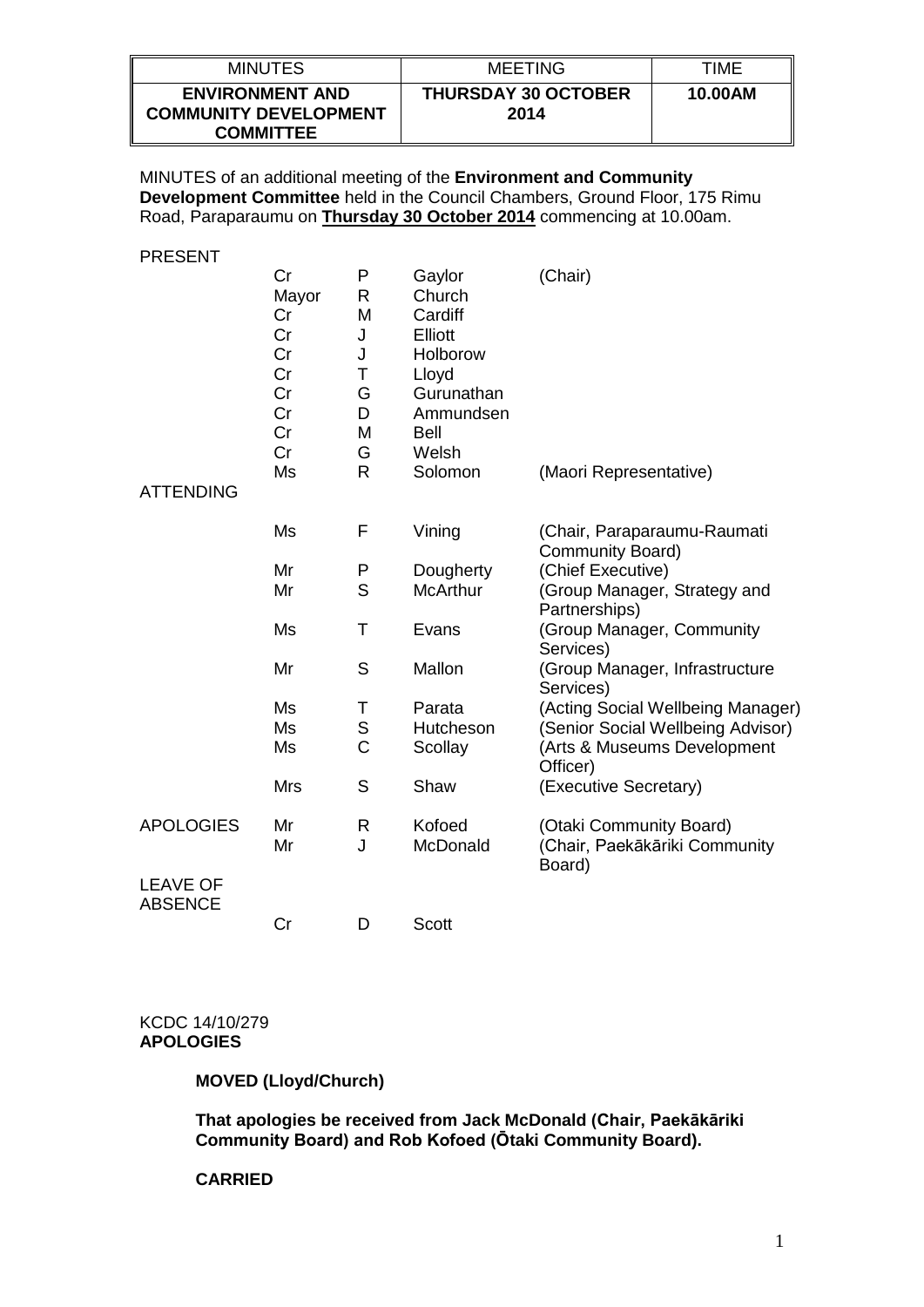| MINUTES | MEETING | TIME |
| --- | --- | --- |
| **ENVIRONMENT AND COMMUNITY DEVELOPMENT COMMITTEE** | **THURSDAY 30 OCTOBER 2014** | **10.00AM** |

MINUTES of an additional meeting of the **Environment and Community Development Committee** held in the Council Chambers, Ground Floor, 175 Rimu Road, Paraparaumu on **Thursday 30 October 2014** commencing at 10.00am.

| | | | | |
| --- | --- | --- | --- | --- |
| PRESENT | Cr | P | Gaylor | (Chair) |
| | Mayor | R | Church | |
| | Cr | M | Cardiff | |
| | Cr | J | Elliott | |
| | Cr | J | Holborow | |
| | Cr | T | Lloyd | |
| | Cr | G | Gurunathan | |
| | Cr | D | Ammundsen | |
| | Cr | M | Bell | |
| | Cr | G | Welsh | |
| | Ms | R | Solomon | (Maori Representative) |
| ATTENDING | | | | |
| | Ms | F | Vining | (Chair, Paraparaumu-Raumati Community Board) |
| | Mr | P | Dougherty | (Chief Executive) |
| | Mr | S | McArthur | (Group Manager, Strategy and Partnerships) |
| | Ms | T | Evans | (Group Manager, Community Services) |
| | Mr | S | Mallon | (Group Manager, Infrastructure Services) |
| | Ms | T | Parata | (Acting Social Wellbeing Manager) |
| | Ms | S | Hutcheson | (Senior Social Wellbeing Advisor) |
| | Ms | C | Scollay | (Arts & Museums Development Officer) |
| | Mrs | S | Shaw | (Executive Secretary) |
| APOLOGIES | Mr | R | Kofoed | (Otaki Community Board) |
| | Mr | J | McDonald | (Chair, Paekākāriki Community Board) |
| LEAVE OF ABSENCE | | | | |
| | Cr | D | Scott | |

KCDC 14/10/279
**APOLOGIES**

**MOVED (Lloyd/Church)**

**That apologies be received from Jack McDonald (Chair, Paekākāriki Community Board) and Rob Kofoed (Ōtaki Community Board).**

**CARRIED**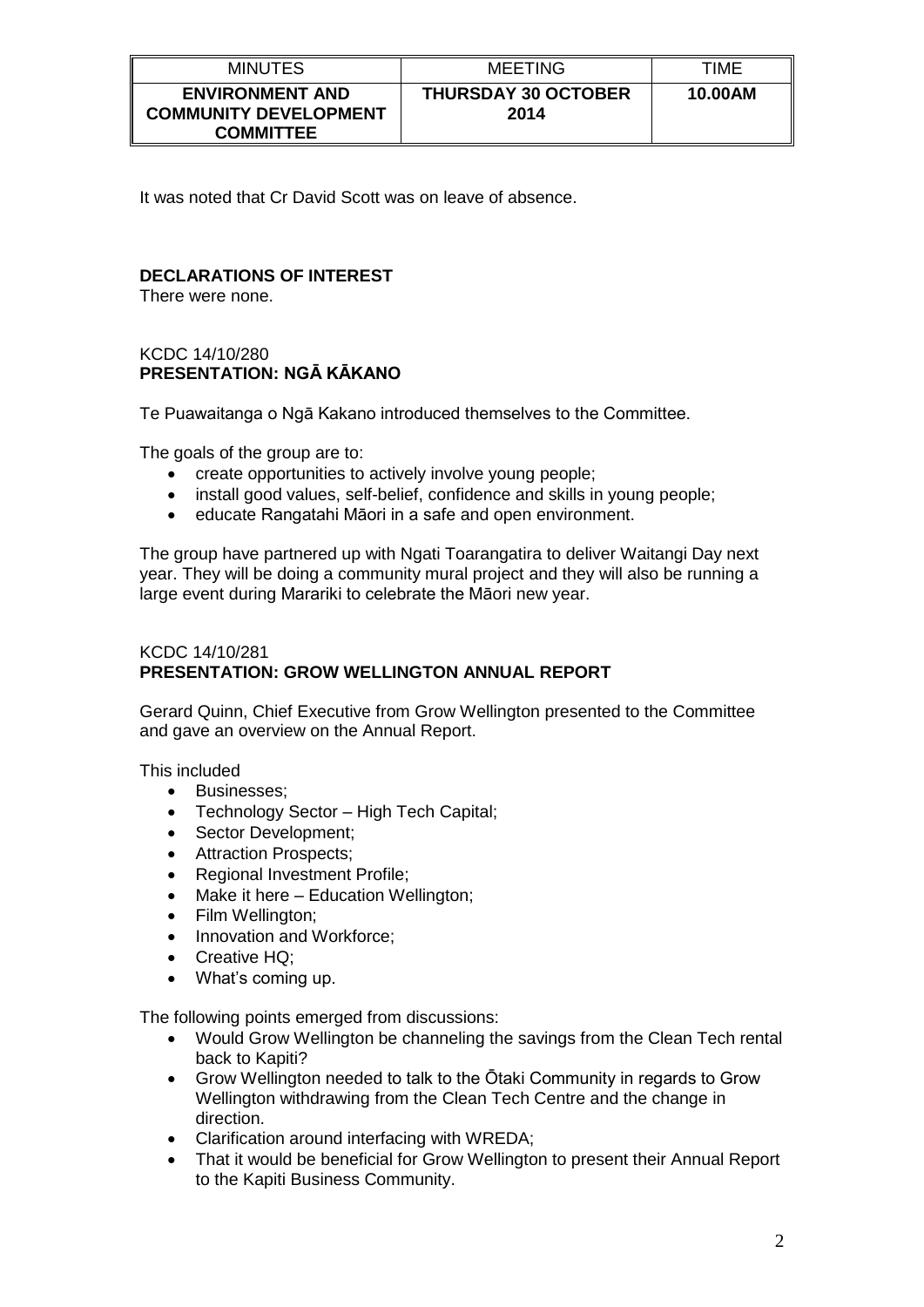| MINUTES | MEETING | TIME |
| --- | --- | --- |
| **ENVIRONMENT AND COMMUNITY DEVELOPMENT COMMITTEE** | **THURSDAY 30 OCTOBER 2014** | **10.00AM** |

It was noted that Cr David Scott was on leave of absence.

**DECLARATIONS OF INTEREST**

There were none.

KCDC 14/10/280
**PRESENTATION: NGĀ KĀKANO**

Te Puawaitanga o Ngā Kakano introduced themselves to the Committee.

The goals of the group are to:

- create opportunities to actively involve young people;
- install good values, self-belief, confidence and skills in young people;
- educate Rangatahi Māori in a safe and open environment.

The group have partnered up with Ngati Toarangatira to deliver Waitangi Day next year. They will be doing a community mural project and they will also be running a large event during Matariki to celebrate the Māori new year.

KCDC 14/10/281
**PRESENTATION: GROW WELLINGTON ANNUAL REPORT**

Gerard Quinn, Chief Executive from Grow Wellington presented to the Committee and gave an overview on the Annual Report.

This included

- Businesses;
- Technology Sector – High Tech Capital;
- Sector Development;
- Attraction Prospects;
- Regional Investment Profile;
- Make it here – Education Wellington;
- Film Wellington;
- Innovation and Workforce;
- Creative HQ;
- What's coming up.

The following points emerged from discussions:

- Would Grow Wellington be channeling the savings from the Clean Tech rental back to Kapiti?
- Grow Wellington needed to talk to the Ōtaki Community in regards to Grow Wellington withdrawing from the Clean Tech Centre and the change in direction.
- Clarification around interfacing with WREDA;
- That it would be beneficial for Grow Wellington to present their Annual Report to the Kapiti Business Community.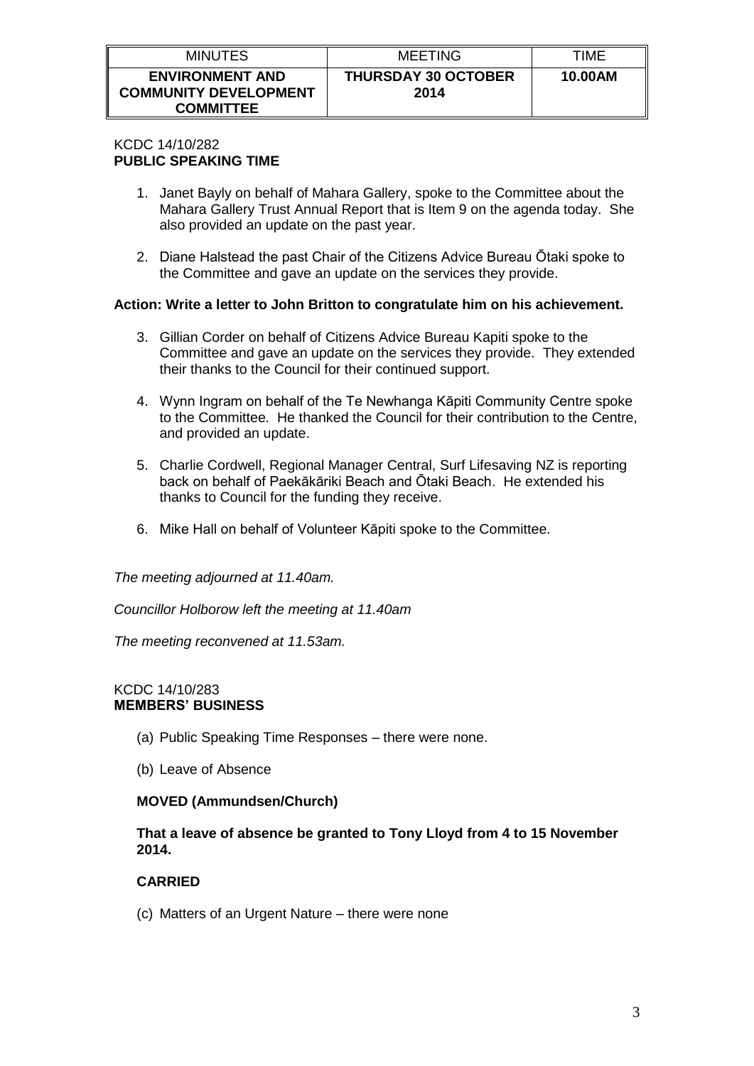| MINUTES | MEETING | TIME |
|---|---|---|
| **ENVIRONMENT AND COMMUNITY DEVELOPMENT COMMITTEE** | **THURSDAY 30 OCTOBER 2014** | **10.00AM** |

KCDC 14/10/282
**PUBLIC SPEAKING TIME**

1. Janet Bayly on behalf of Mahara Gallery, spoke to the Committee about the Mahara Gallery Trust Annual Report that is Item 9 on the agenda today. She also provided an update on the past year.

2. Diane Halstead the past Chair of the Citizens Advice Bureau Ōtaki spoke to the Committee and gave an update on the services they provide.

**Action: Write a letter to John Britton to congratulate him on his achievement.**

3. Gillian Corder on behalf of Citizens Advice Bureau Kapiti spoke to the Committee and gave an update on the services they provide. They extended their thanks to the Council for their continued support.

4. Wynn Ingram on behalf of the Te Newhanga Kāpiti Community Centre spoke to the Committee. He thanked the Council for their contribution to the Centre, and provided an update.

5. Charlie Cordwell, Regional Manager Central, Surf Lifesaving NZ is reporting back on behalf of Paekākāriki Beach and Ōtaki Beach. He extended his thanks to Council for the funding they receive.

6. Mike Hall on behalf of Volunteer Kāpiti spoke to the Committee.

*The meeting adjourned at 11.40am.*

*Councillor Holborow left the meeting at 11.40am*

*The meeting reconvened at 11.53am.*

KCDC 14/10/283
**MEMBERS' BUSINESS**

(a) Public Speaking Time Responses – there were none.

(b) Leave of Absence

**MOVED (Ammundsen/Church)**

**That a leave of absence be granted to Tony Lloyd from 4 to 15 November 2014.**

**CARRIED**

(c) Matters of an Urgent Nature – there were none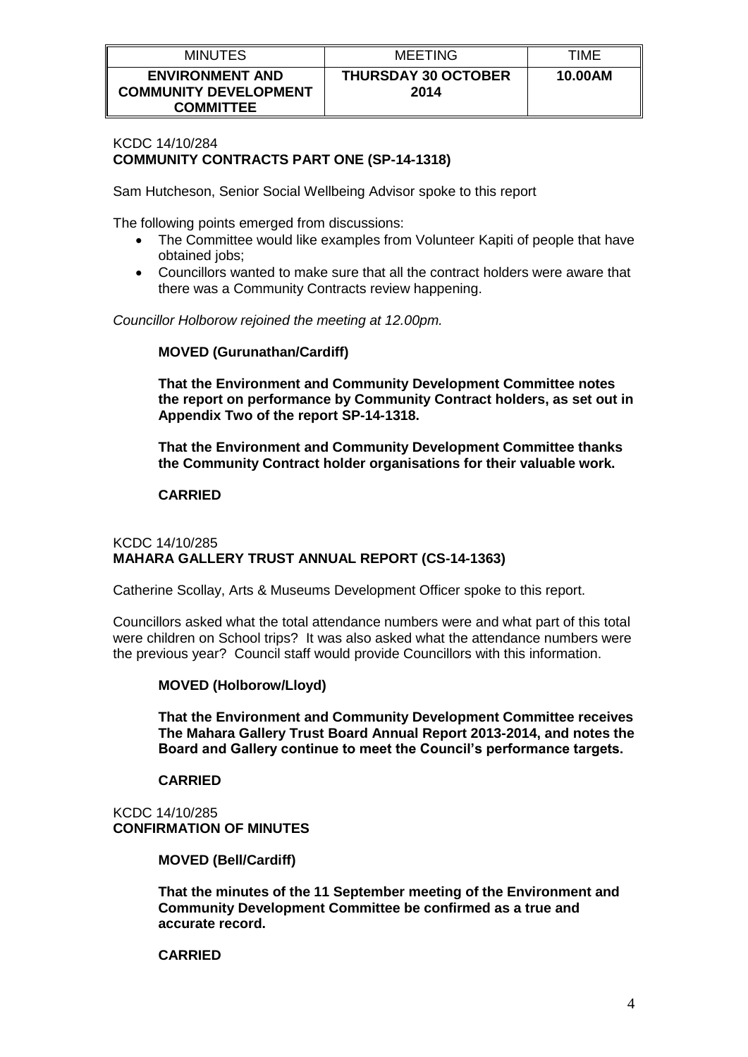| MINUTES | MEETING | TIME |
| --- | --- | --- |
| **ENVIRONMENT AND COMMUNITY DEVELOPMENT COMMITTEE** | **THURSDAY 30 OCTOBER 2014** | **10.00AM** |

KCDC 14/10/284
**COMMUNITY CONTRACTS PART ONE (SP-14-1318)**

Sam Hutcheson, Senior Social Wellbeing Advisor spoke to this report

The following points emerged from discussions:

- The Committee would like examples from Volunteer Kapiti of people that have obtained jobs;
- Councillors wanted to make sure that all the contract holders were aware that there was a Community Contracts review happening.

*Councillor Holborow rejoined the meeting at 12.00pm.*

**MOVED (Gurunathan/Cardiff)**

**That the Environment and Community Development Committee notes the report on performance by Community Contract holders, as set out in Appendix Two of the report SP-14-1318.**

**That the Environment and Community Development Committee thanks the Community Contract holder organisations for their valuable work.**

**CARRIED**

KCDC 14/10/285
**MAHARA GALLERY TRUST ANNUAL REPORT (CS-14-1363)**

Catherine Scollay, Arts & Museums Development Officer spoke to this report.

Councillors asked what the total attendance numbers were and what part of this total were children on School trips? It was also asked what the attendance numbers were the previous year? Council staff would provide Councillors with this information.

**MOVED (Holborow/Lloyd)**

**That the Environment and Community Development Committee receives The Mahara Gallery Trust Board Annual Report 2013-2014, and notes the Board and Gallery continue to meet the Council's performance targets.**

**CARRIED**

KCDC 14/10/285
**CONFIRMATION OF MINUTES**

**MOVED (Bell/Cardiff)**

**That the minutes of the 11 September meeting of the Environment and Community Development Committee be confirmed as a true and accurate record.**

**CARRIED**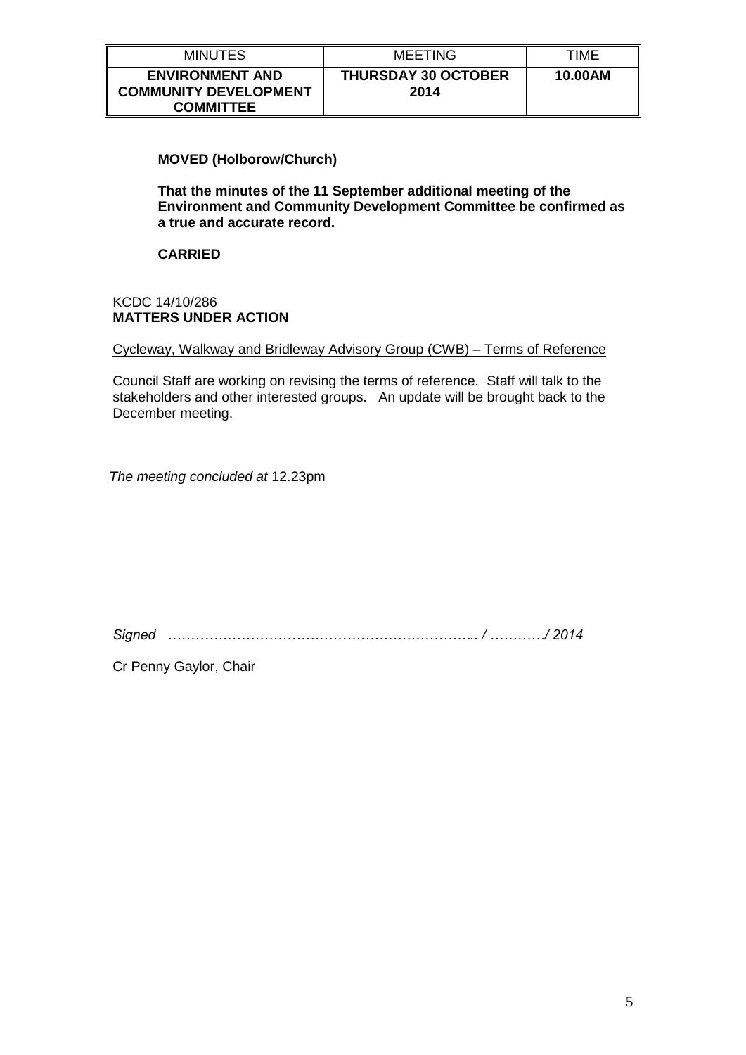**MOVED (Holborow/Church)**

**That the minutes of the 11 September additional meeting of the Environment and Community Development Committee be confirmed as a true and accurate record.**

**CARRIED**

KCDC 14/10/286
**MATTERS UNDER ACTION**

Cycleway, Walkway and Bridleway Advisory Group (CWB) – Terms of Reference

Council Staff are working on revising the terms of reference. Staff will talk to the stakeholders and other interested groups. An update will be brought back to the December meeting.

*The meeting concluded at* 12.23pm

*Signed ………………………………………………………….. / …………/ 2014*

Cr Penny Gaylor, Chair